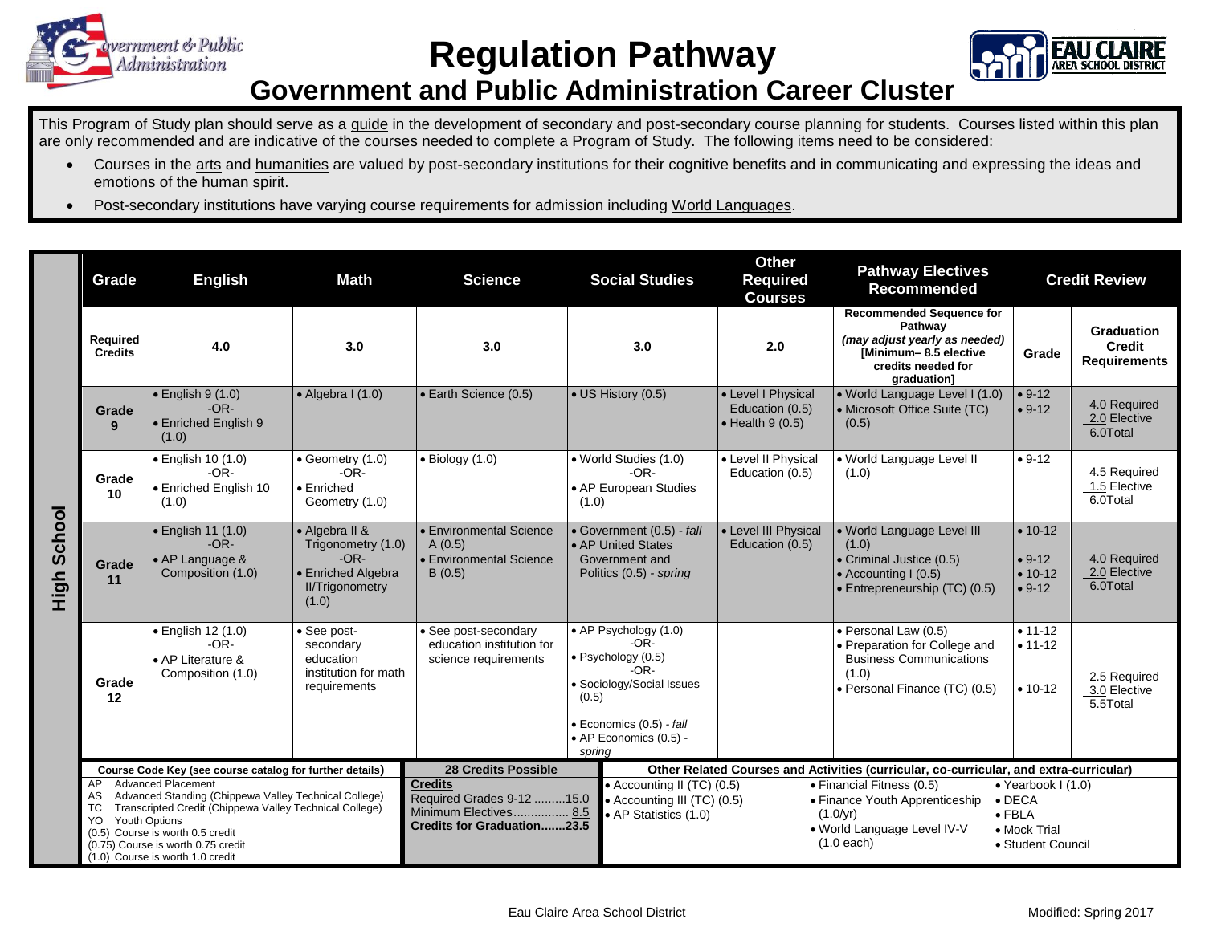# Regulation Pathway

## Government and Public Administration Career Cluster

This Program of Study plan should serve as a guide in the development of secondary and post-secondary course planning for students. Courses listed within this plan are only recommended and are indicative of the courses needed to complete a Program of Study. The following items need to be considered:

- Courses in the arts and humanities are valued by post-secondary institutions for their cognitive benefits and in communicating and expressing the ideas and emotions of the human spirit.
- Post-secondary institutions have varying course requirements for admission including World Languages.

| | Grade | English | Math | Science | Social Studies | Other Required Courses | Pathway Electives Recommended | Credit Review | |
|---|---|---|---|---|---|---|---|---|---|
| High School | Required Credits | 4.0 | 3.0 | 3.0 | 3.0 | 2.0 | Recommended Sequence for Pathway *(may adjust yearly as needed)* [Minimum– 8.5 elective credits needed for graduation] | Grade | Graduation Credit Requirements |
| | Grade 9 | • English 9 (1.0) -OR- • Enriched English 9 (1.0) | • Algebra I (1.0) | • Earth Science (0.5) | • US History (0.5) | • Level I Physical Education (0.5) • Health 9 (0.5) | • World Language Level I (1.0) • Microsoft Office Suite (TC) (0.5) | • 9-12 • 9-12 | 4.0 Required 2.0 Elective 6.0Total |
| | Grade 10 | • English 10 (1.0) -OR- • Enriched English 10 (1.0) | • Geometry (1.0) -OR- • Enriched Geometry (1.0) | • Biology (1.0) | • World Studies (1.0) -OR- • AP European Studies (1.0) | • Level II Physical Education (0.5) | • World Language Level II (1.0) | • 9-12 | 4.5 Required 1.5 Elective 6.0Total |
| | Grade 11 | • English 11 (1.0) -OR- • AP Language & Composition (1.0) | • Algebra II & Trigonometry (1.0) -OR- • Enriched Algebra II/Trigonometry (1.0) | • Environmental Science A (0.5) • Environmental Science B (0.5) | • Government (0.5) - *fall* • AP United States Government and Politics (0.5) - *spring* | • Level III Physical Education (0.5) | • World Language Level III (1.0) • Criminal Justice (0.5) • Accounting I (0.5) • Entrepreneurship (TC) (0.5) | • 10-12 • 9-12 • 10-12 • 9-12 | 4.0 Required 2.0 Elective 6.0Total |
| | Grade 12 | • English 12 (1.0) -OR- • AP Literature & Composition (1.0) | • See post-secondary education institution for math requirements | • See post-secondary education institution for science requirements | • AP Psychology (1.0) -OR- • Psychology (0.5) -OR- • Sociology/Social Issues (0.5) • Economics (0.5) - *fall* • AP Economics (0.5) - *spring* | | • Personal Law (0.5) • Preparation for College and Business Communications (1.0) • Personal Finance (TC) (0.5) | • 11-12 • 11-12 • 10-12 | 2.5 Required 3.0 Elective 5.5Total |

**Course Code Key (see course catalog for further details)**

AP Advanced Placement
AS Advanced Standing (Chippewa Valley Technical College)
TC Transcripted Credit (Chippewa Valley Technical College)
YO Youth Options
(0.5) Course is worth 0.5 credit
(0.75) Course is worth 0.75 credit
(1.0) Course is worth 1.0 credit

**28 Credits Possible**

**Credits**
Required Grades 9-12 .........15.0
Minimum Electives................ 8.5
**Credits for Graduation.......23.5**

**Other Related Courses and Activities (curricular, co-curricular, and extra-curricular)**

- Accounting II (TC) (0.5)
- Accounting III (TC) (0.5)
- AP Statistics (1.0)
- Financial Fitness (0.5)
- Finance Youth Apprenticeship (1.0/yr)
- World Language Level IV-V (1.0 each)
- Yearbook I (1.0)
- DECA
- FBLA
- Mock Trial
- Student Council

Eau Claire Area School District

Modified: Spring 2017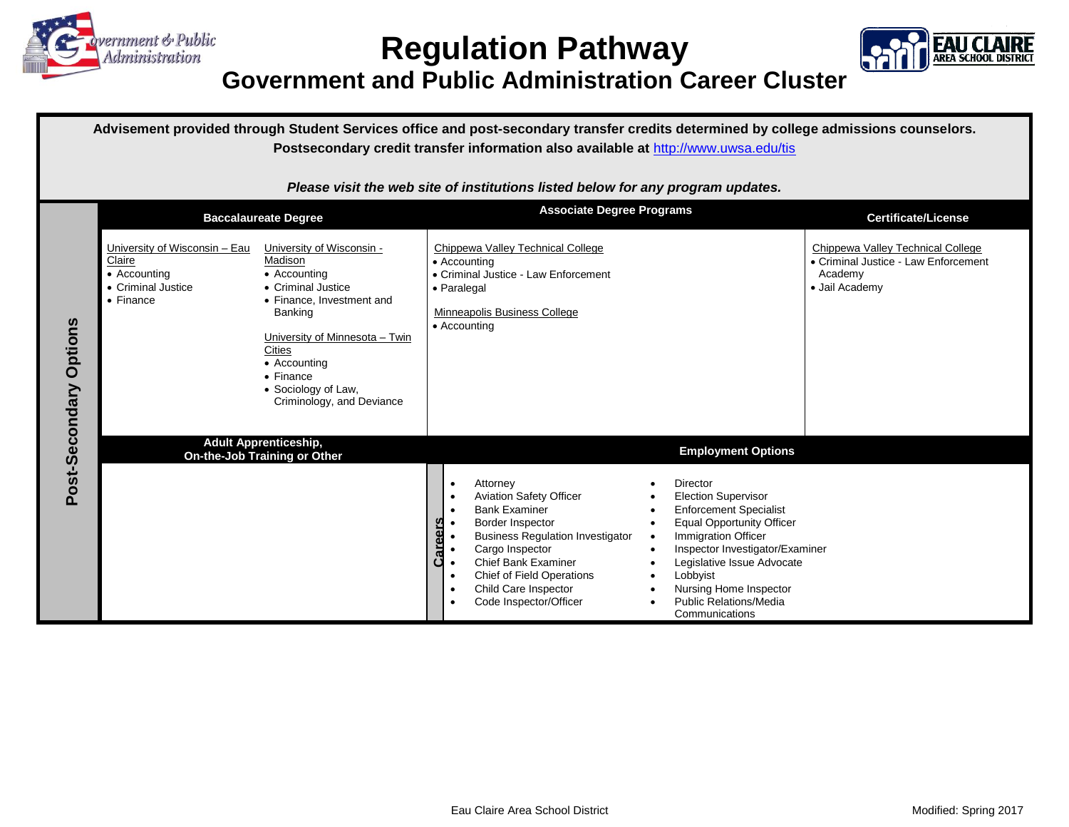# Regulation Pathway

## Government and Public Administration Career Cluster

**Advisement provided through Student Services office and post-secondary transfer credits determined by college admissions counselors.**
**Postsecondary credit transfer information also available at http://www.uwsa.edu/tis**

***Please visit the web site of institutions listed below for any program updates.***

### Post-Secondary Options

| Baccalaureate Degree | | Associate Degree Programs | Certificate/License |
|---|---|---|---|
| University of Wisconsin – Eau Claire<br>• Accounting<br>• Criminal Justice<br>• Finance | University of Wisconsin - Madison<br>• Accounting<br>• Criminal Justice<br>• Finance, Investment and Banking<br><br>University of Minnesota – Twin Cities<br>• Accounting<br>• Finance<br>• Sociology of Law, Criminology, and Deviance | Chippewa Valley Technical College<br>• Accounting<br>• Criminal Justice - Law Enforcement<br>• Paralegal<br><br>Minneapolis Business College<br>• Accounting | Chippewa Valley Technical College<br>• Criminal Justice - Law Enforcement Academy<br>• Jail Academy |

| Adult Apprenticeship, On-the-Job Training or Other | Employment Options | |
|---|---|---|
| | **Careers**<br>• Attorney<br>• Aviation Safety Officer<br>• Bank Examiner<br>• Border Inspector<br>• Business Regulation Investigator<br>• Cargo Inspector<br>• Chief Bank Examiner<br>• Chief of Field Operations<br>• Child Care Inspector<br>• Code Inspector/Officer | • Director<br>• Election Supervisor<br>• Enforcement Specialist<br>• Equal Opportunity Officer<br>• Immigration Officer<br>• Inspector Investigator/Examiner<br>• Legislative Issue Advocate<br>• Lobbyist<br>• Nursing Home Inspector<br>• Public Relations/Media Communications |

Eau Claire Area School District

Modified: Spring 2017